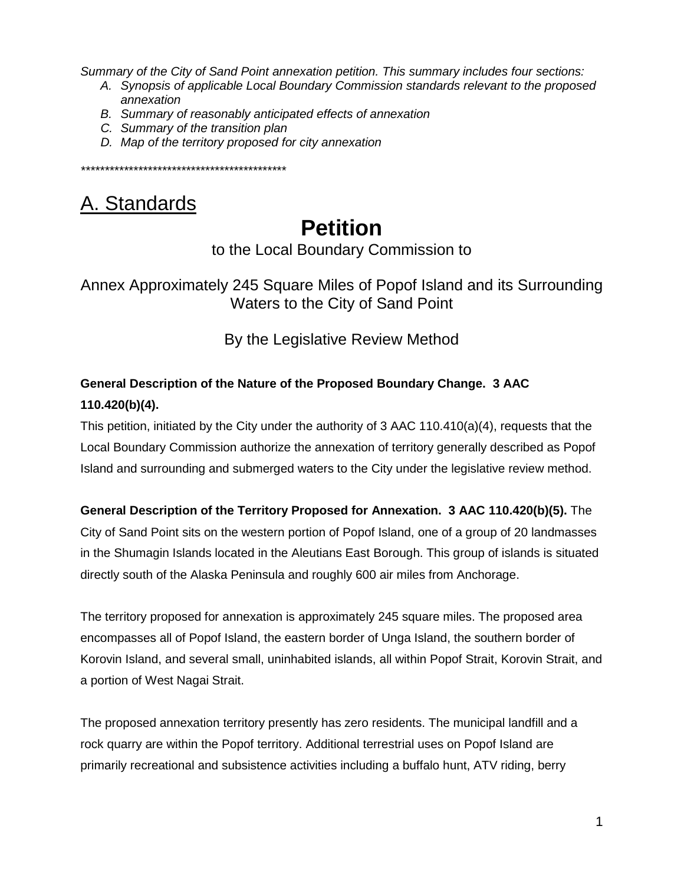*Summary of the City of Sand Point annexation petition. This summary includes four sections:*

- *A. Synopsis of applicable Local Boundary Commission standards relevant to the proposed annexation*
- *B. Summary of reasonably anticipated effects of annexation*
- *C. Summary of the transition plan*
- *D. Map of the territory proposed for city annexation*

*********************************************

## <u>A. Standards</u>

# Petition

to the Local Boundary Commission to

Annex Approximately 245 Square Miles of Popof Island and its Surrounding Waters to the City of Sand Point

By the Legislative Review Method

**General Description of the Nature of the Proposed Boundary Change. 3 AAC 110.420(b)(4).**

This petition, initiated by the City under the authority of 3 AAC 110.410(a)(4), requests that the Local Boundary Commission authorize the annexation of territory generally described as Popof Island and surrounding and submerged waters to the City under the legislative review method.

**General Description of the Territory Proposed for Annexation. 3 AAC 110.420(b)(5).** The City of Sand Point sits on the western portion of Popof Island, one of a group of 20 landmasses in the Shumagin Islands located in the Aleutians East Borough. This group of islands is situated directly south of the Alaska Peninsula and roughly 600 air miles from Anchorage.

The territory proposed for annexation is approximately 245 square miles. The proposed area encompasses all of Popof Island, the eastern border of Unga Island, the southern border of Korovin Island, and several small, uninhabited islands, all within Popof Strait, Korovin Strait, and a portion of West Nagai Strait.

The proposed annexation territory presently has zero residents. The municipal landfill and a rock quarry are within the Popof territory. Additional terrestrial uses on Popof Island are primarily recreational and subsistence activities including a buffalo hunt, ATV riding, berry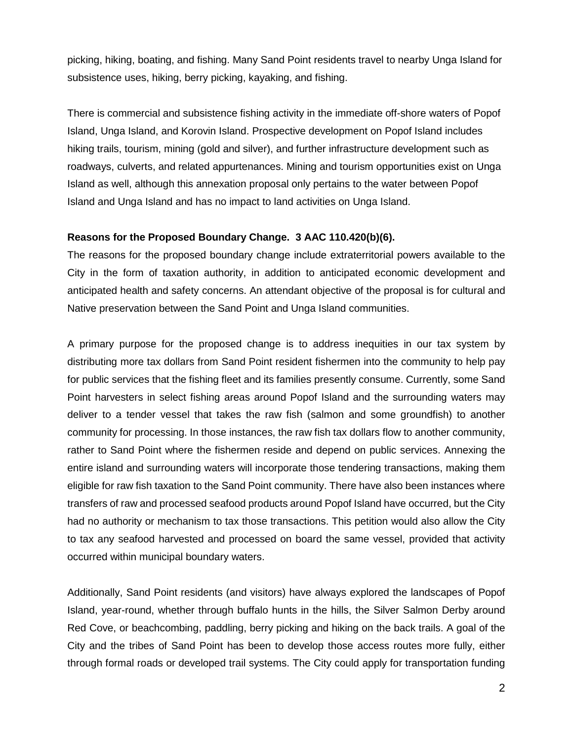picking, hiking, boating, and fishing. Many Sand Point residents travel to nearby Unga Island for subsistence uses, hiking, berry picking, kayaking, and fishing.

There is commercial and subsistence fishing activity in the immediate off-shore waters of Popof Island, Unga Island, and Korovin Island. Prospective development on Popof Island includes hiking trails, tourism, mining (gold and silver), and further infrastructure development such as roadways, culverts, and related appurtenances. Mining and tourism opportunities exist on Unga Island as well, although this annexation proposal only pertains to the water between Popof Island and Unga Island and has no impact to land activities on Unga Island.

**Reasons for the Proposed Boundary Change. 3 AAC 110.420(b)(6).**

The reasons for the proposed boundary change include extraterritorial powers available to the City in the form of taxation authority, in addition to anticipated economic development and anticipated health and safety concerns. An attendant objective of the proposal is for cultural and Native preservation between the Sand Point and Unga Island communities.

A primary purpose for the proposed change is to address inequities in our tax system by distributing more tax dollars from Sand Point resident fishermen into the community to help pay for public services that the fishing fleet and its families presently consume. Currently, some Sand Point harvesters in select fishing areas around Popof Island and the surrounding waters may deliver to a tender vessel that takes the raw fish (salmon and some groundfish) to another community for processing. In those instances, the raw fish tax dollars flow to another community, rather to Sand Point where the fishermen reside and depend on public services. Annexing the entire island and surrounding waters will incorporate those tendering transactions, making them eligible for raw fish taxation to the Sand Point community. There have also been instances where transfers of raw and processed seafood products around Popof Island have occurred, but the City had no authority or mechanism to tax those transactions. This petition would also allow the City to tax any seafood harvested and processed on board the same vessel, provided that activity occurred within municipal boundary waters.

Additionally, Sand Point residents (and visitors) have always explored the landscapes of Popof Island, year-round, whether through buffalo hunts in the hills, the Silver Salmon Derby around Red Cove, or beachcombing, paddling, berry picking and hiking on the back trails. A goal of the City and the tribes of Sand Point has been to develop those access routes more fully, either through formal roads or developed trail systems. The City could apply for transportation funding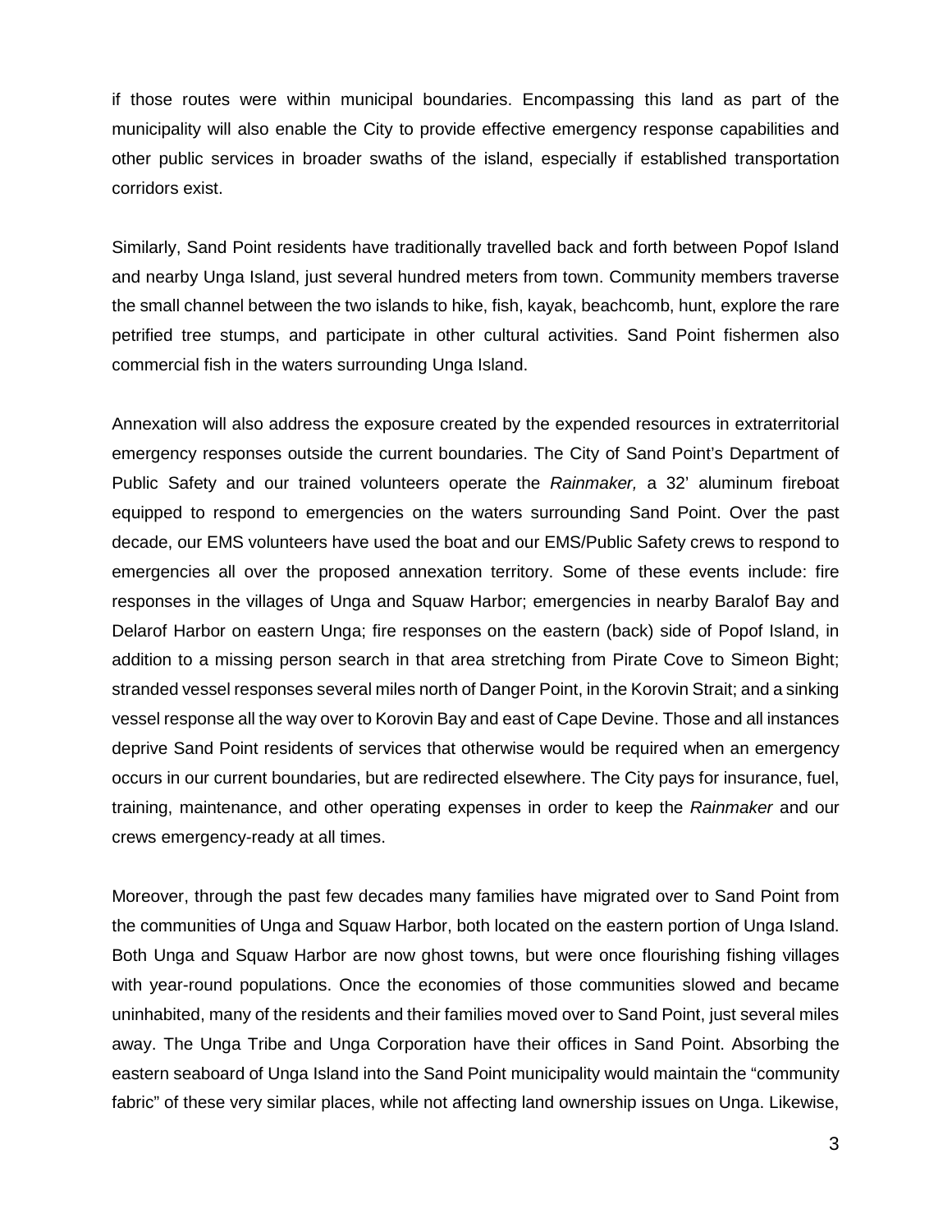if those routes were within municipal boundaries. Encompassing this land as part of the municipality will also enable the City to provide effective emergency response capabilities and other public services in broader swaths of the island, especially if established transportation corridors exist.

Similarly, Sand Point residents have traditionally travelled back and forth between Popof Island and nearby Unga Island, just several hundred meters from town. Community members traverse the small channel between the two islands to hike, fish, kayak, beachcomb, hunt, explore the rare petrified tree stumps, and participate in other cultural activities. Sand Point fishermen also commercial fish in the waters surrounding Unga Island.

Annexation will also address the exposure created by the expended resources in extraterritorial emergency responses outside the current boundaries. The City of Sand Point's Department of Public Safety and our trained volunteers operate the *Rainmaker,* a 32' aluminum fireboat equipped to respond to emergencies on the waters surrounding Sand Point. Over the past decade, our EMS volunteers have used the boat and our EMS/Public Safety crews to respond to emergencies all over the proposed annexation territory. Some of these events include: fire responses in the villages of Unga and Squaw Harbor; emergencies in nearby Baralof Bay and Delarof Harbor on eastern Unga; fire responses on the eastern (back) side of Popof Island, in addition to a missing person search in that area stretching from Pirate Cove to Simeon Bight; stranded vessel responses several miles north of Danger Point, in the Korovin Strait; and a sinking vessel response all the way over to Korovin Bay and east of Cape Devine. Those and all instances deprive Sand Point residents of services that otherwise would be required when an emergency occurs in our current boundaries, but are redirected elsewhere. The City pays for insurance, fuel, training, maintenance, and other operating expenses in order to keep the *Rainmaker* and our crews emergency-ready at all times.

Moreover, through the past few decades many families have migrated over to Sand Point from the communities of Unga and Squaw Harbor, both located on the eastern portion of Unga Island. Both Unga and Squaw Harbor are now ghost towns, but were once flourishing fishing villages with year-round populations. Once the economies of those communities slowed and became uninhabited, many of the residents and their families moved over to Sand Point, just several miles away. The Unga Tribe and Unga Corporation have their offices in Sand Point. Absorbing the eastern seaboard of Unga Island into the Sand Point municipality would maintain the "community fabric" of these very similar places, while not affecting land ownership issues on Unga. Likewise,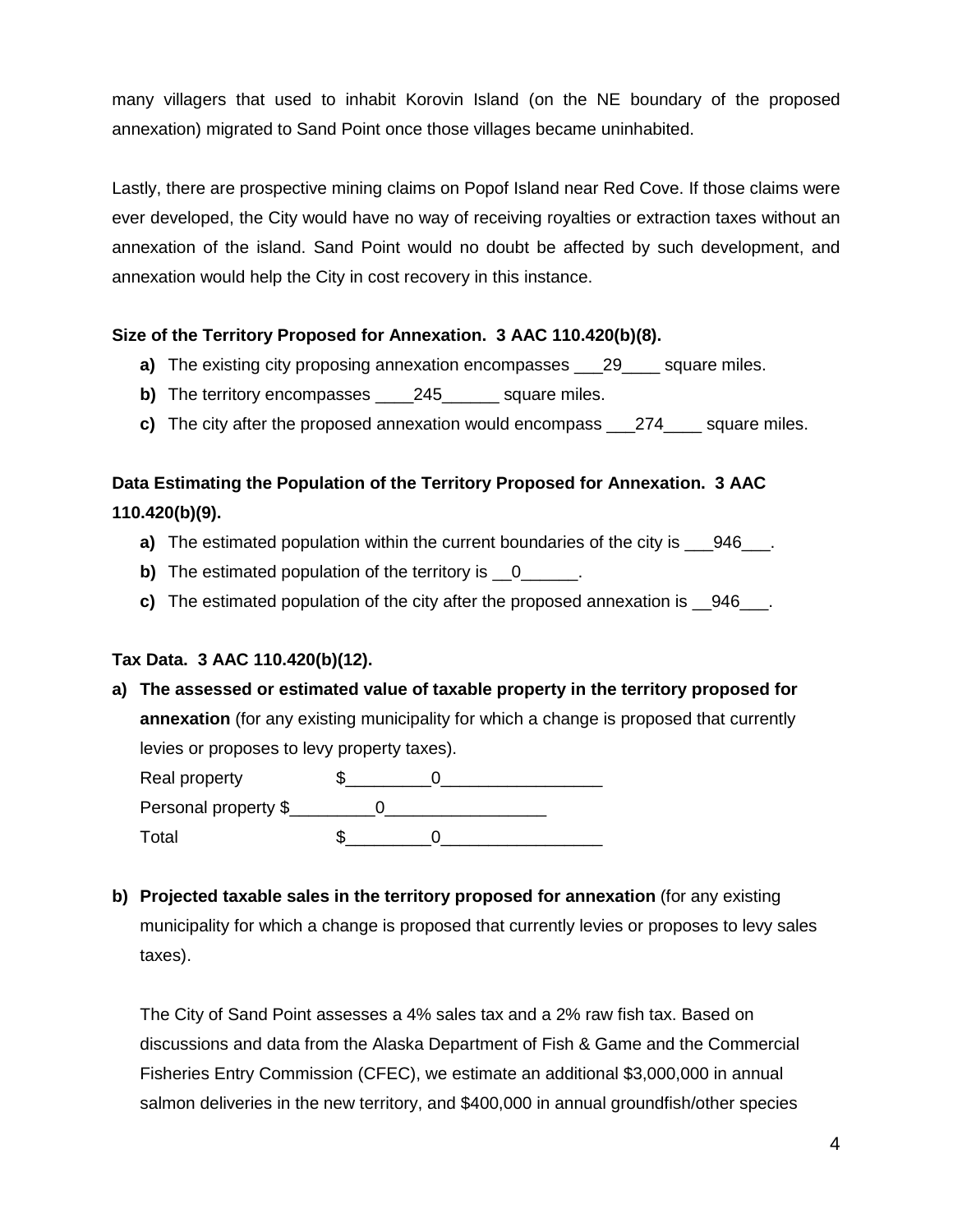many villagers that used to inhabit Korovin Island (on the NE boundary of the proposed annexation) migrated to Sand Point once those villages became uninhabited.

Lastly, there are prospective mining claims on Popof Island near Red Cove. If those claims were ever developed, the City would have no way of receiving royalties or extraction taxes without an annexation of the island. Sand Point would no doubt be affected by such development, and annexation would help the City in cost recovery in this instance.

**Size of the Territory Proposed for Annexation. 3 AAC 110.420(b)(8).**

- **a)** The existing city proposing annexation encompasses ___29____ square miles.
- **b)** The territory encompasses ____245______ square miles.
- **c)** The city after the proposed annexation would encompass ___274____ square miles.

**Data Estimating the Population of the Territory Proposed for Annexation. 3 AAC 110.420(b)(9).**

- **a)** The estimated population within the current boundaries of the city is ___946___.
- **b)** The estimated population of the territory is __0______.
- **c)** The estimated population of the city after the proposed annexation is __946___.

**Tax Data. 3 AAC 110.420(b)(12).**

**a) The assessed or estimated value of taxable property in the territory proposed for annexation** (for any existing municipality for which a change is proposed that currently levies or proposes to levy property taxes).

Real property $_________0_________________

Personal property $_________0_________________

Total $_________0_________________

**b) Projected taxable sales in the territory proposed for annexation** (for any existing municipality for which a change is proposed that currently levies or proposes to levy sales taxes).

The City of Sand Point assesses a 4% sales tax and a 2% raw fish tax. Based on discussions and data from the Alaska Department of Fish & Game and the Commercial Fisheries Entry Commission (CFEC), we estimate an additional $3,000,000 in annual salmon deliveries in the new territory, and $400,000 in annual groundfish/other species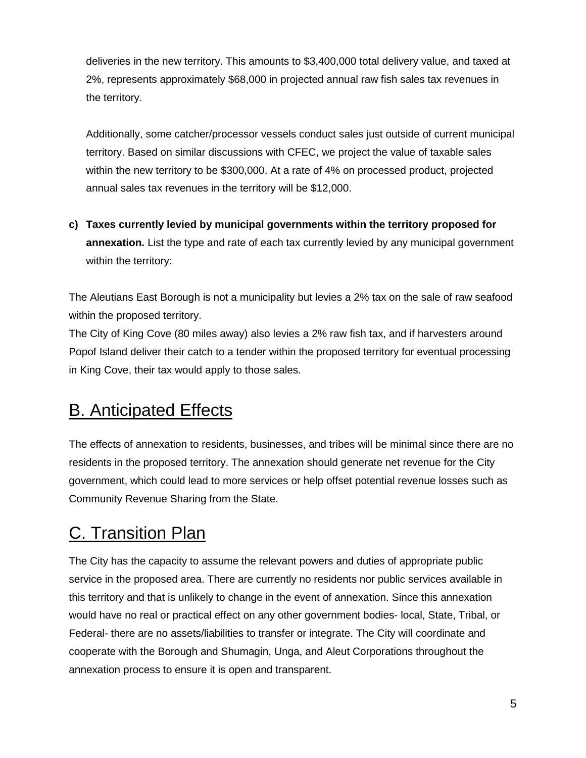deliveries in the new territory. This amounts to $3,400,000 total delivery value, and taxed at 2%, represents approximately $68,000 in projected annual raw fish sales tax revenues in the territory.

Additionally, some catcher/processor vessels conduct sales just outside of current municipal territory. Based on similar discussions with CFEC, we project the value of taxable sales within the new territory to be $300,000. At a rate of 4% on processed product, projected annual sales tax revenues in the territory will be $12,000.

**c) Taxes currently levied by municipal governments within the territory proposed for annexation.** List the type and rate of each tax currently levied by any municipal government within the territory:

The Aleutians East Borough is not a municipality but levies a 2% tax on the sale of raw seafood within the proposed territory.

The City of King Cove (80 miles away) also levies a 2% raw fish tax, and if harvesters around Popof Island deliver their catch to a tender within the proposed territory for eventual processing in King Cove, their tax would apply to those sales.

## B. Anticipated Effects

The effects of annexation to residents, businesses, and tribes will be minimal since there are no residents in the proposed territory. The annexation should generate net revenue for the City government, which could lead to more services or help offset potential revenue losses such as Community Revenue Sharing from the State.

## C. Transition Plan

The City has the capacity to assume the relevant powers and duties of appropriate public service in the proposed area. There are currently no residents nor public services available in this territory and that is unlikely to change in the event of annexation. Since this annexation would have no real or practical effect on any other government bodies- local, State, Tribal, or Federal- there are no assets/liabilities to transfer or integrate. The City will coordinate and cooperate with the Borough and Shumagin, Unga, and Aleut Corporations throughout the annexation process to ensure it is open and transparent.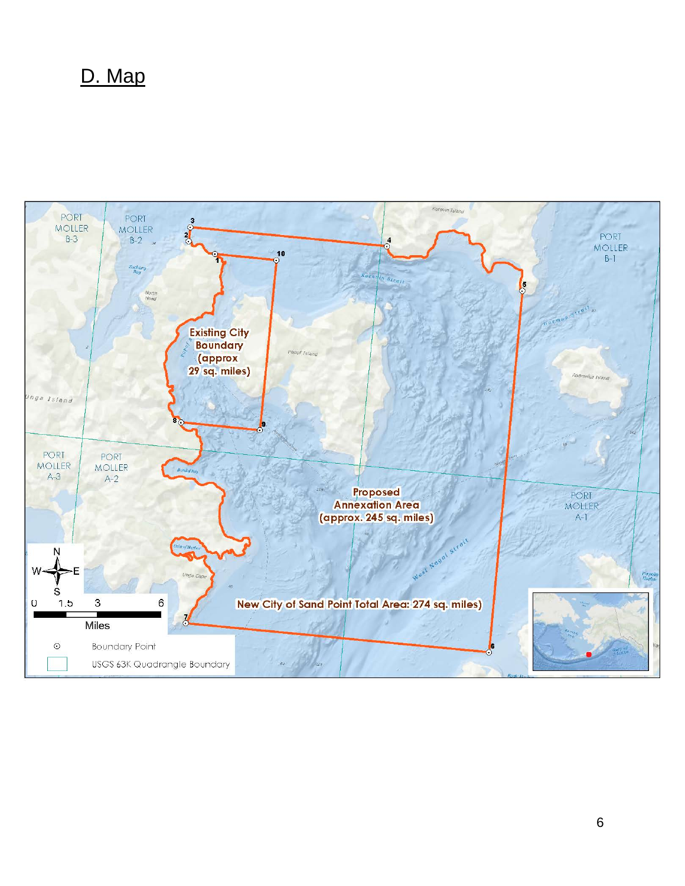## D. Map

PORT MOLLER B-3

PORT MOLLER B-2

PORT MOLLER B-1

PORT MOLLER A-3

PORT MOLLER A-2

PORT MOLLER A-1

Existing City Boundary (approx 29 sq. miles)

Proposed Annexation Area (approx. 245 sq. miles)

New City of Sand Point Total Area: 274 sq. miles)

Unga Island

Popof Island

Korovin Island

Korovin Strait

Andronica Island

West Nagai Strait

1 2 3 4 5 6 7 8 9 10

N W E S

0 1.5 3 6

Miles

Boundary Point

USGS 63K Quadrangle Boundary